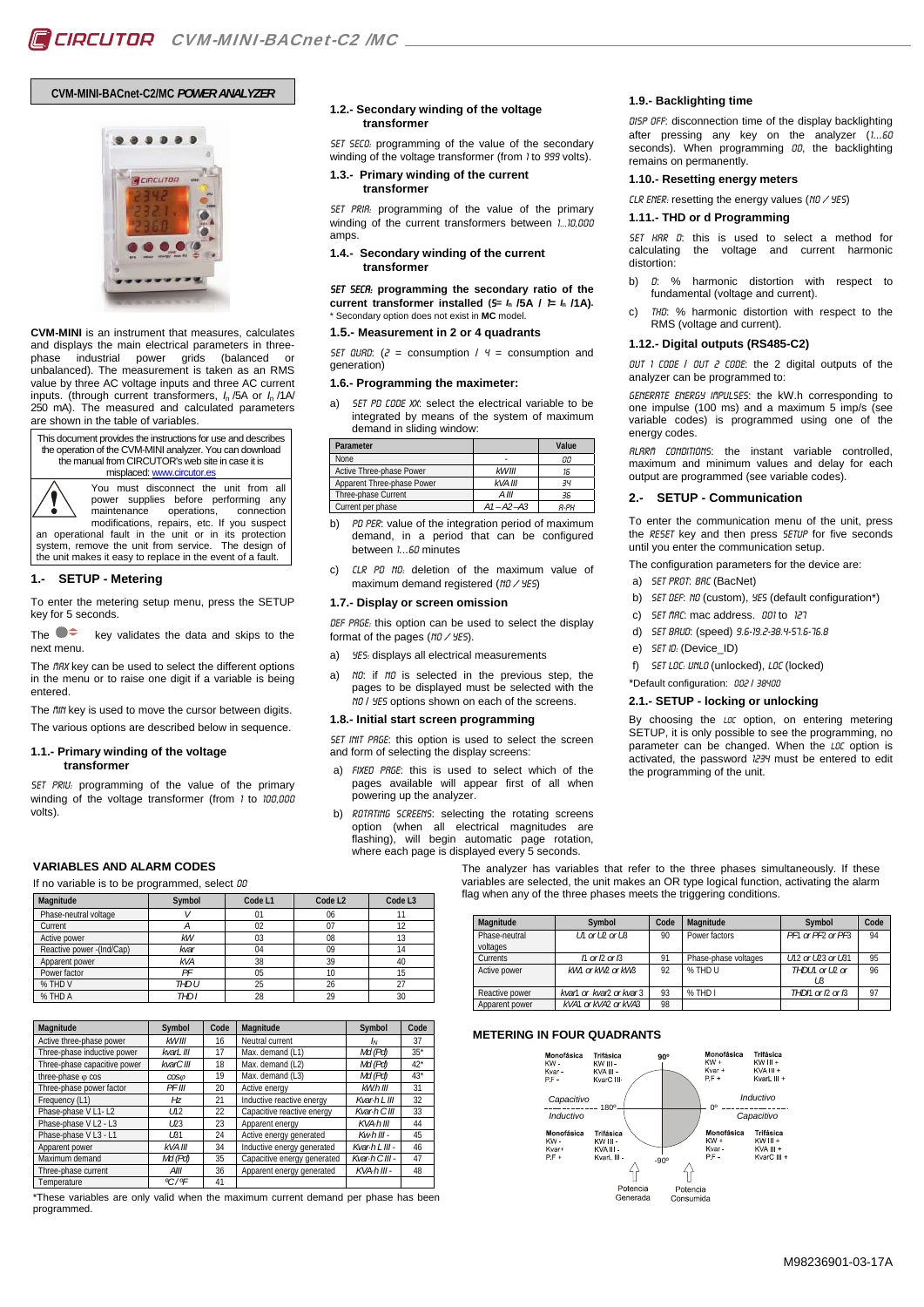# CVM-MINI-BACnet-C2/MC *POWER ANALYZER*

**CVM-MINI** is an instrument that measures, calculates and displays the main electrical parameters in three-phase industrial power grids (balanced or unbalanced). The measurement is taken as an RMS value by three AC voltage inputs and three AC current inputs. (through current transformers, $I_n$ /5A or $I_n$ /1A/ 250 mA). The measured and calculated parameters are shown in the table of variables.

This document provides the instructions for use and describes the operation of the CVM-MINI analyzer. You can download the manual from CIRCUTOR's web site in case it is misplaced: www.circutor.es

You must disconnect the unit from all power supplies before performing any maintenance operations, connection modifications, repairs, etc. If you suspect an operational fault in the unit or in its protection system, remove the unit from service. The design of the unit makes it easy to replace in the event of a fault.

## 1.- SETUP - Metering

To enter the metering setup menu, press the SETUP key for 5 seconds.

The key validates the data and skips to the next menu.

The *MAX* key can be used to select the different options in the menu or to raise one digit if a variable is being entered.

The *MIN* key is used to move the cursor between digits.

The various options are described below in sequence.

### 1.1.- Primary winding of the voltage transformer

*SET PRIU*: programming of the value of the primary winding of the voltage transformer (from *1* to *100,000* volts).

### 1.2.- Secondary winding of the voltage transformer

*SET SECU*: programming of the value of the secondary winding of the voltage transformer (from *1* to *999* volts).

### 1.3.- Primary winding of the current transformer

*SET PRIA*: programming of the value of the primary winding of the current transformers between *1...10,000* amps.

### 1.4.- Secondary winding of the current transformer

***SET SECA*: programming the secondary ratio of the current transformer installed (5= $I_n$ /5A / 1= $I_n$ /1A).**
\* Secondary option does not exist in **MC** model.

### 1.5.- Measurement in 2 or 4 quadrants

*SET QUAD*: (*2* = consumption / *4* = consumption and generation)

### 1.6.- Programming the maximeter:

a) *SET PD CODE XX*: select the electrical variable to be integrated by means of the system of maximum demand in sliding window:

| Parameter | | Value |
|---|---|---|
| None | - | *00* |
| Active Three-phase Power | *kW III* | *16* |
| Apparent Three-phase Power | *kVA III* | *34* |
| Three-phase Current | *A III* | *36* |
| Current per phase | *A1 – A2 –A3* | *A-PH* |

b) *PD PER*: value of the integration period of maximum demand, in a period that can be configured between *1...60* minutes

c) *CLR PD MD*: deletion of the maximum value of maximum demand registered (*NO / YES*)

### 1.7.- Display or screen omission

*DEF PAGE*: this option can be used to select the display format of the pages (*NO / YES*).

a) *YES*: displays all electrical measurements

a) *NO*: if *NO* is selected in the previous step, the pages to be displayed must be selected with the *NO* / *YES* options shown on each of the screens.

### 1.8.- Initial start screen programming

*SET INIT PAGE*: this option is used to select the screen and form of selecting the display screens:

a) *FIXED PAGE*: this is used to select which of the pages available will appear first of all when powering up the analyzer.

b) *ROTATING SCREENS*: selecting the rotating screens option (when all electrical magnitudes are flashing), will begin automatic page rotation, where each page is displayed every 5 seconds.

### 1.9.- Backlighting time

*DISP OFF*: disconnection time of the display backlighting after pressing any key on the analyzer (*1...60* seconds). When programming *00*, the backlighting remains on permanently.

### 1.10.- Resetting energy meters

*CLR ENER*: resetting the energy values (*NO / YES*)

### 1.11.- THD or d Programming

*SET HAR D*: this is used to select a method for calculating the voltage and current harmonic distortion:

b) *D*: % harmonic distortion with respect to fundamental (voltage and current).

c) *THD*: % harmonic distortion with respect to the RMS (voltage and current).

### 1.12.- Digital outputs (RS485-C2)

*OUT 1 CODE / OUT 2 CODE*: the 2 digital outputs of the analyzer can be programmed to:

*GENERATE ENERGY IMPULSES*: the kW.h corresponding to one impulse (100 ms) and a maximum 5 imp/s (see variable codes) is programmed using one of the energy codes.

*ALARM CONDITIONS*: the instant variable controlled, maximum and minimum values and delay for each output are programmed (see variable codes).

## 2.- SETUP - Communication

To enter the communication menu of the unit, press the *RESET* key and then press *SETUP* for five seconds until you enter the communication setup.

The configuration parameters for the device are:

a) *SET PROT*: *BAC* (BacNet)

b) *SET DEF*: *NO* (custom), *YES* (default configuration\*)

c) *SET MAC*: mac address. *001* to *127*

d) *SET BAUD*: (speed) *9.6-19.2-38.4-57.6-76.8*

e) *SET ID*: (Device_ID)

f) *SET LOC*: *UNLO* (unlocked), *LOC* (locked)

\*Default configuration: *002 / 38400*

### 2.1.- SETUP - locking or unlocking

By choosing the *LOC* option, on entering metering SETUP, it is only possible to see the programming, no parameter can be changed. When the *LOC* option is activated, the password *1234* must be entered to edit the programming of the unit.

## VARIABLES AND ALARM CODES

If no variable is to be programmed, select *00*

| Magnitude | Symbol | Code L1 | Code L2 | Code L3 |
|---|---|---|---|---|
| Phase-neutral voltage | *V* | 01 | 06 | 11 |
| Current | *A* | 02 | 07 | 12 |
| Active power | *kW* | 03 | 08 | 13 |
| Reactive power -(Ind/Cap) | *kvar* | 04 | 09 | 14 |
| Apparent power | *kVA* | 38 | 39 | 40 |
| Power factor | *PF* | 05 | 10 | 15 |
| % THD V | *THD U* | 25 | 26 | 27 |
| % THD A | *THD I* | 28 | 29 | 30 |

| Magnitude | Symbol | Code | Magnitude | Symbol | Code |
|---|---|---|---|---|---|
| Active three-phase power | *kW III* | 16 | Neutral current | $I_N$ | 37 |
| Three-phase inductive power | *kvarL III* | 17 | Max. demand (L1) | *Md (Pd)* | 35\* |
| Three-phase capacitive power | *kvarC III* | 18 | Max. demand (L2) | *Md (Pd)* | 42\* |
| three-phase φ cos | *cosφ* | 19 | Max. demand (L3) | *Md (Pd)* | 43\* |
| Three-phase power factor | *PF III* | 20 | Active energy | *kW.h III* | 31 |
| Frequency (L1) | *Hz* | 21 | Inductive reactive energy | *Kvar·h L III* | 32 |
| Phase-phase V L1- L2 | *U12* | 22 | Capacitive reactive energy | *Kvar·h C III* | 33 |
| Phase-phase V L2 - L3 | *U23* | 23 | Apparent energy | *KVA·h III* | 44 |
| Phase-phase V L3 - L1 | *U31* | 24 | Active energy generated | *Kw·h III -* | 45 |
| Apparent power | *kVA III* | 34 | Inductive energy generated | *Kvar·h L III -* | 46 |
| Maximum demand | *Md (Pd)* | 35 | Capacitive energy generated | *Kvar·h C III -* | 47 |
| Three-phase current | *AIII* | 36 | Apparent energy generated | *KVA·h III -* | 48 |
| Temperature | *ºC / ºF* | 41 | | | |

\*These variables are only valid when the maximum current demand per phase has been programmed.

The analyzer has variables that refer to the three phases simultaneously. If these variables are selected, the unit makes an OR type logical function, activating the alarm flag when any of the three phases meets the triggering conditions.

| Magnitude | Symbol | Code | Magnitude | Symbol | Code |
|---|---|---|---|---|---|
| Phase-neutral voltages | *U1 or U2 or U3* | 90 | Power factors | *PF1 or PF2 or PF3* | 94 |
| Currents | *I1 or I2 or I3* | 91 | Phase-phase voltages | *U12 or U23 or U31* | 95 |
| Active power | *kW1 or kW2 or kW3* | 92 | % THD U | *THDU1 or U2 or U3* | 96 |
| Reactive power | *kvar1 or kvar2 or kvar 3* | 93 | % THD I | *THDI1 or I2 or I3* | 97 |
| Apparent power | *kVA1 or kVA2 or kVA3* | 98 | | | |

## METERING IN FOUR QUADRANTS

| Monofásica | Trifásica | 90º | Monofásica | Trifásica |
|---|---|---|---|---|
| KW - Kvar - P.F - | KW III - KVA III - KvarC III- | | KW + Kvar + P.F + | KW III + KVA III + KvarL III + |

Capacitivo / Inductivo — 180º — 0º — Inductivo / Capacitivo

| Monofásica | Trifásica | -90º | Monofásica | Trifásica |
|---|---|---|---|---|
| KW - Kvar+ P.F + | KW III - KVA III - KvarL III - | | KW + Kvar - P.F - | KW III + KVA III + KvarC III + |

Potencia Generada — Potencia Consumida

M98236901-03-17A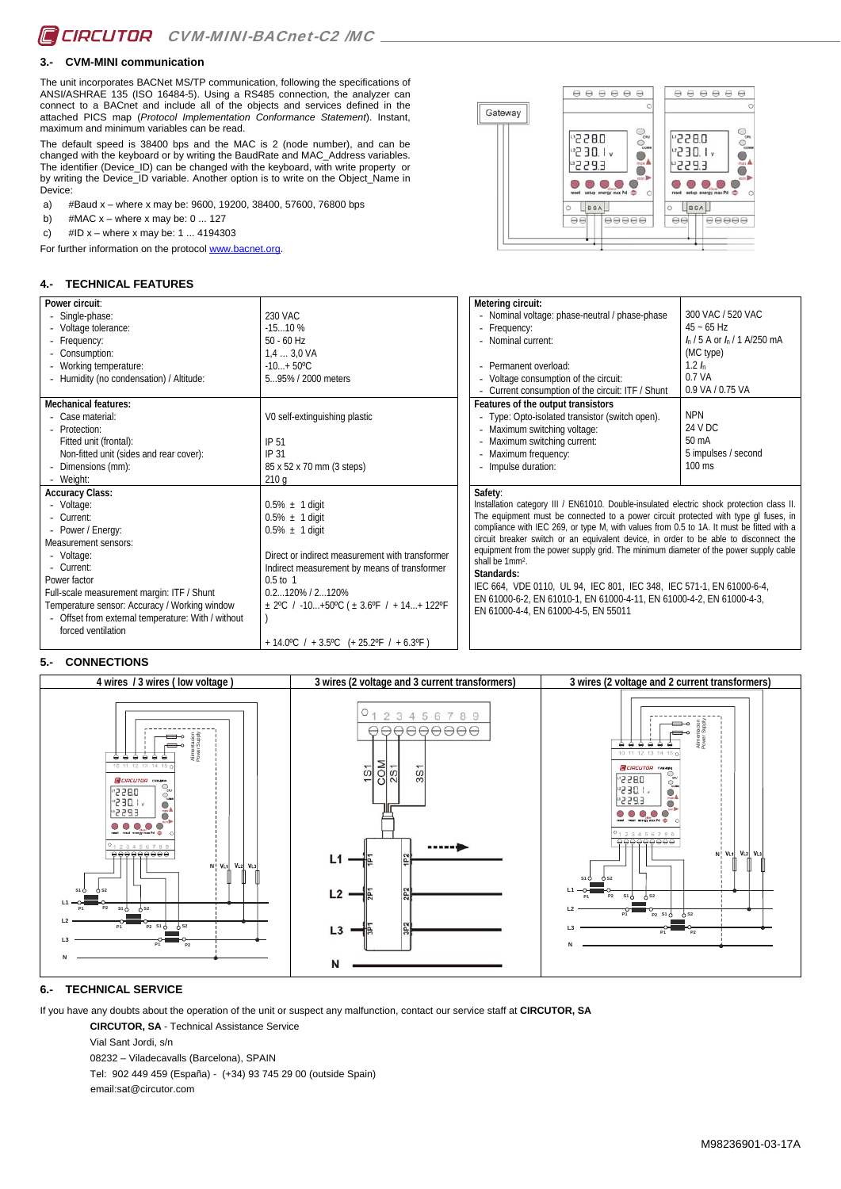## 3.- CVM-MINI communication

The unit incorporates BACNet MS/TP communication, following the specifications of ANSI/ASHRAE 135 (ISO 16484-5). Using a RS485 connection, the analyzer can connect to a BACnet and include all of the objects and services defined in the attached PICS map (*Protocol Implementation Conformance Statement*). Instant, maximum and minimum variables can be read.

The default speed is 38400 bps and the MAC is 2 (node number), and can be changed with the keyboard or by writing the BaudRate and MAC_Address variables. The identifier (Device_ID) can be changed with the keyboard, with write property or by writing the Device_ID variable. Another option is to write on the Object_Name in Device:

a) #Baud x – where x may be: 9600, 19200, 38400, 57600, 76800 bps

b) #MAC x – where x may be: 0 ... 127

c) #ID x – where x may be: 1 ... 4194303

For further information on the protocol www.bacnet.org.

## 4.- TECHNICAL FEATURES

| | |
|---|---|
| **Power circuit**: | |
| - Single-phase: | 230 VAC |
| - Voltage tolerance: | -15...10 % |
| - Frequency: | 50 - 60 Hz |
| - Consumption: | 1,4 ... 3,0 VA |
| - Working temperature: | -10...+ 50ºC |
| - Humidity (no condensation) / Altitude: | 5...95% / 2000 meters |
| **Mechanical features:** | |
| - Case material: | V0 self-extinguishing plastic |
| - Protection: | |
| Fitted unit (frontal): | IP 51 |
| Non-fitted unit (sides and rear cover): | IP 31 |
| - Dimensions (mm): | 85 x 52 x 70 mm (3 steps) |
| - Weight: | 210 g |
| **Accuracy Class:** | |
| - Voltage: | 0.5% ± 1 digit |
| - Current: | 0.5% ± 1 digit |
| - Power / Energy: | 0.5% ± 1 digit |
| Measurement sensors: | |
| - Voltage: | Direct or indirect measurement with transformer |
| - Current: | Indirect measurement by means of transformer |
| Power factor | 0.5 to 1 |
| Full-scale measurement margin: ITF / Shunt | 0.2...120% / 2...120% |
| Temperature sensor: Accuracy / Working window | ± 2ºC / -10...+50ºC ( ± 3.6ºF / + 14...+ 122ºF ) |
| - Offset from external temperature: With / without forced ventilation | + 14.0ºC / + 3.5ºC (+ 25.2ºF / + 6.3ºF ) |

| | |
|---|---|
| **Metering circuit:** | |
| - Nominal voltage: phase-neutral / phase-phase | 300 VAC / 520 VAC |
| - Frequency: | 45 ~ 65 Hz |
| - Nominal current: | $I_n$ / 5 A or $I_n$ / 1 A/250 mA (MC type) |
| - Permanent overload: | 1.2 $I_n$ |
| - Voltage consumption of the circuit: | 0.7 VA |
| - Current consumption of the circuit: ITF / Shunt | 0.9 VA / 0.75 VA |
| **Features of the output transistors** | |
| - Type: Opto-isolated transistor (switch open). | NPN |
| - Maximum switching voltage: | 24 V DC |
| - Maximum switching current: | 50 mA |
| - Maximum frequency: | 5 impulses / second |
| - Impulse duration: | 100 ms |

**Safety**:
Installation category III / EN61010. Double-insulated electric shock protection class II. The equipment must be connected to a power circuit protected with type gl fuses, in compliance with IEC 269, or type M, with values from 0.5 to 1A. It must be fitted with a circuit breaker switch or an equivalent device, in order to be able to disconnect the equipment from the power supply grid. The minimum diameter of the power supply cable shall be 1mm².

**Standards:**
IEC 664, VDE 0110, UL 94, IEC 801, IEC 348, IEC 571-1, EN 61000-6-4, EN 61000-6-2, EN 61010-1, EN 61000-4-11, EN 61000-4-2, EN 61000-4-3, EN 61000-4-4, EN 61000-4-5, EN 55011

## 5.- CONNECTIONS

4 wires / 3 wires ( low voltage )

3 wires (2 voltage and 3 current transformers)

3 wires (2 voltage and 2 current transformers)

## 6.- TECHNICAL SERVICE

If you have any doubts about the operation of the unit or suspect any malfunction, contact our service staff at **CIRCUTOR, SA**

**CIRCUTOR, SA** - Technical Assistance Service
Vial Sant Jordi, s/n
08232 – Viladecavalls (Barcelona), SPAIN
Tel: 902 449 459 (España) - (+34) 93 745 29 00 (outside Spain)
email:sat@circutor.com

M98236901-03-17A